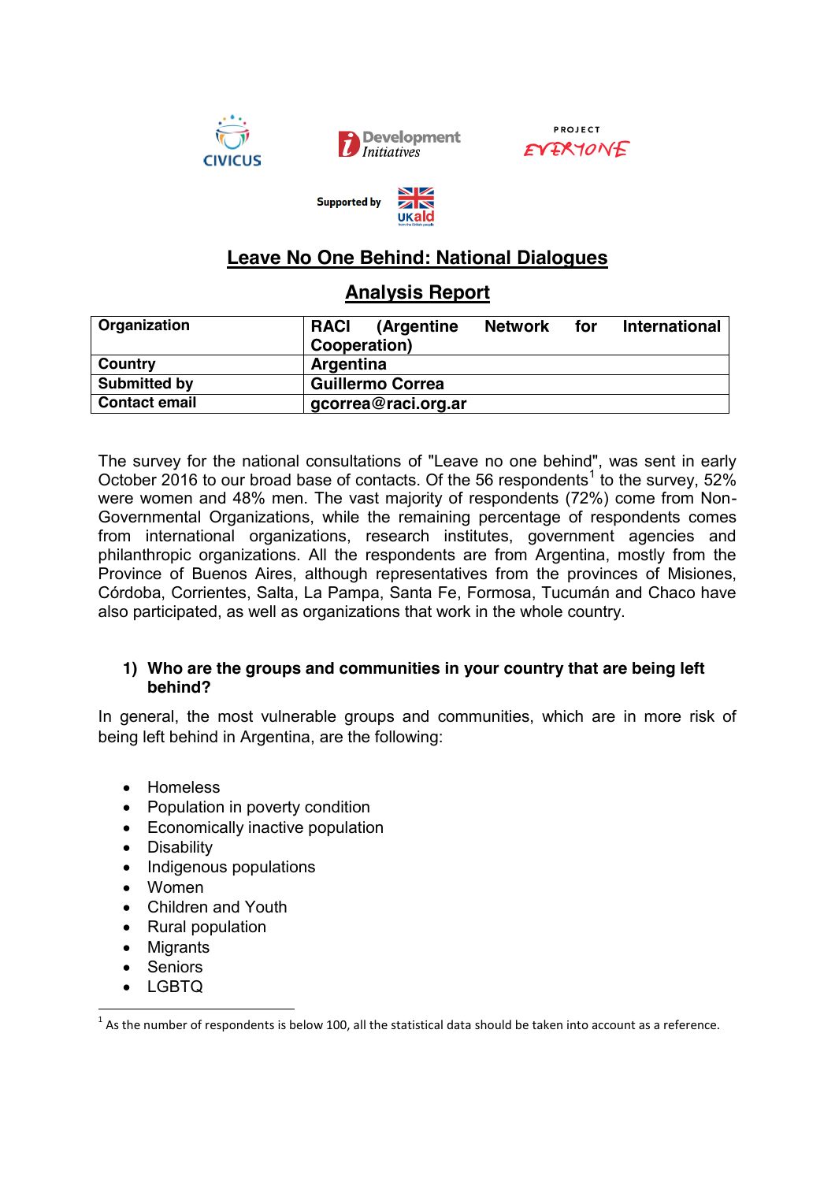Supported by

# Leave No One Behind: National Dialogues

## Analysis Report

| Organization | RACI (Argentine Network for International Cooperation) |
|---|---|
| Country | Argentina |
| Submitted by | Guillermo Correa |
| Contact email | gcorrea@raci.org.ar |

The survey for the national consultations of "Leave no one behind", was sent in early October 2016 to our broad base of contacts. Of the 56 respondents[1] to the survey, 52% were women and 48% men. The vast majority of respondents (72%) come from Non-Governmental Organizations, while the remaining percentage of respondents comes from international organizations, research institutes, government agencies and philanthropic organizations. All the respondents are from Argentina, mostly from the Province of Buenos Aires, although representatives from the provinces of Misiones, Córdoba, Corrientes, Salta, La Pampa, Santa Fe, Formosa, Tucumán and Chaco have also participated, as well as organizations that work in the whole country.

### 1) Who are the groups and communities in your country that are being left behind?

In general, the most vulnerable groups and communities, which are in more risk of being left behind in Argentina, are the following:

- Homeless
- Population in poverty condition
- Economically inactive population
- Disability
- Indigenous populations
- Women
- Children and Youth
- Rural population
- Migrants
- Seniors
- LGBTQ

[1] As the number of respondents is below 100, all the statistical data should be taken into account as a reference.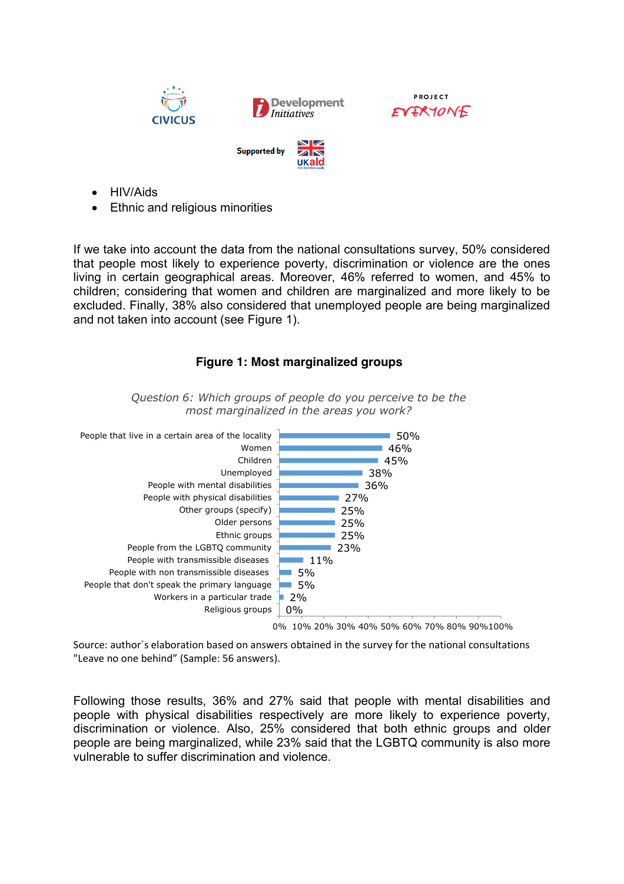- HIV/Aids
- Ethnic and religious minorities

If we take into account the data from the national consultations survey, 50% considered that people most likely to experience poverty, discrimination or violence are the ones living in certain geographical areas. Moreover, 46% referred to women, and 45% to children; considering that women and children are marginalized and more likely to be excluded. Finally, 38% also considered that unemployed people are being marginalized and not taken into account (see Figure 1).

**Figure 1: Most marginalized groups**

*Question 6: Which groups of people do you perceive to be the most marginalized in the areas you work?*

| Group | % |
|---|---|
| People that live in a certain area of the locality | 50% |
| Women | 46% |
| Children | 45% |
| Unemployed | 38% |
| People with mental disabilities | 36% |
| People with physical disabilities | 27% |
| Other groups (specify) | 25% |
| Older persons | 25% |
| Ethnic groups | 25% |
| People from the LGBTQ community | 23% |
| People with transmissible diseases | 11% |
| People with non transmissible diseases | 5% |
| People that don't speak the primary language | 5% |
| Workers in a particular trade | 2% |
| Religious groups | 0% |

Source: author´s elaboration based on answers obtained in the survey for the national consultations "Leave no one behind" (Sample: 56 answers).

Following those results, 36% and 27% said that people with mental disabilities and people with physical disabilities respectively are more likely to experience poverty, discrimination or violence. Also, 25% considered that both ethnic groups and older people are being marginalized, while 23% said that the LGBTQ community is also more vulnerable to suffer discrimination and violence.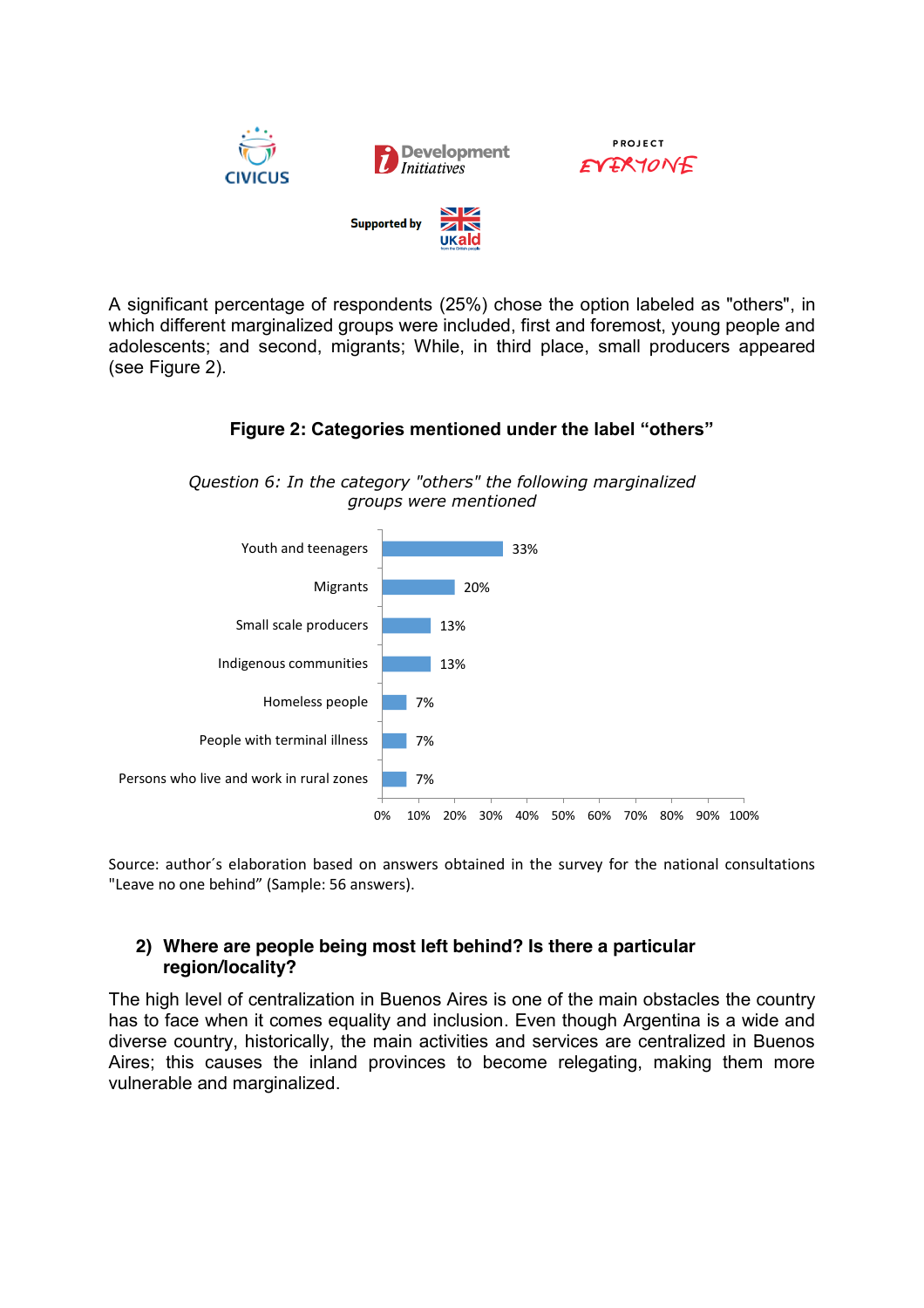A significant percentage of respondents (25%) chose the option labeled as "others", in which different marginalized groups were included, first and foremost, young people and adolescents; and second, migrants; While, in third place, small producers appeared (see Figure 2).

**Figure 2: Categories mentioned under the label "others"**

*Question 6: In the category "others" the following marginalized groups were mentioned*

| Group | % |
|---|---|
| Youth and teenagers | 33% |
| Migrants | 20% |
| Small scale producers | 13% |
| Indigenous communities | 13% |
| Homeless people | 7% |
| People with terminal illness | 7% |
| Persons who live and work in rural zones | 7% |

Source: author´s elaboration based on answers obtained in the survey for the national consultations "Leave no one behind" (Sample: 56 answers).

## 2) Where are people being most left behind? Is there a particular region/locality?

The high level of centralization in Buenos Aires is one of the main obstacles the country has to face when it comes equality and inclusion. Even though Argentina is a wide and diverse country, historically, the main activities and services are centralized in Buenos Aires; this causes the inland provinces to become relegating, making them more vulnerable and marginalized.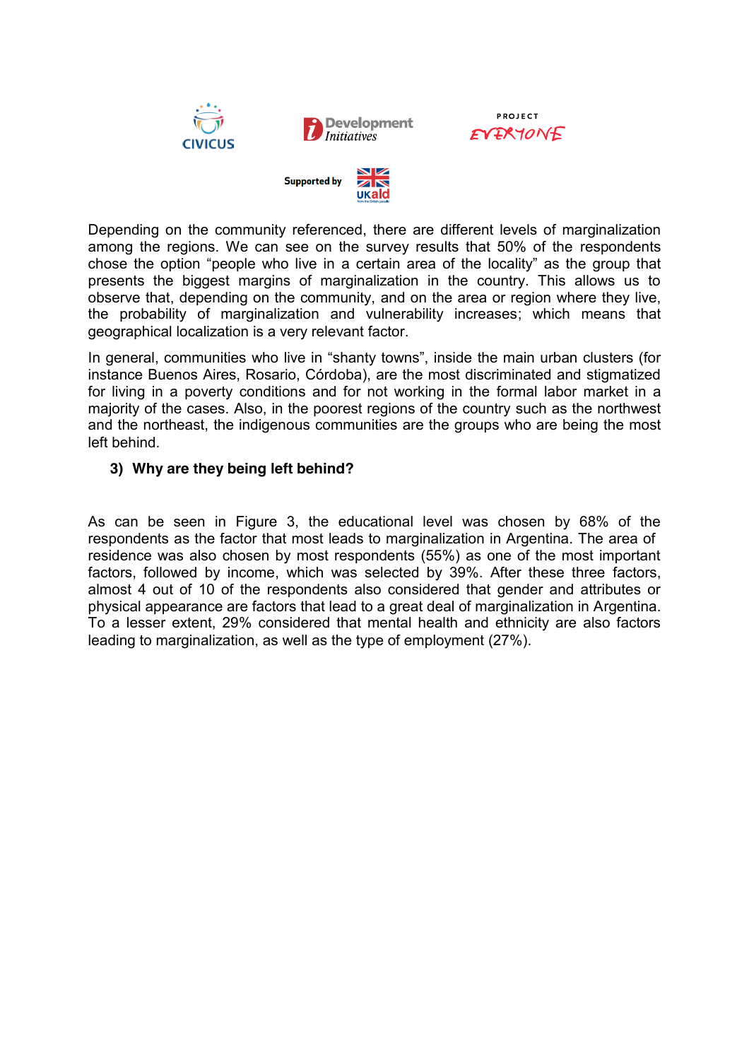Depending on the community referenced, there are different levels of marginalization among the regions. We can see on the survey results that 50% of the respondents chose the option "people who live in a certain area of the locality" as the group that presents the biggest margins of marginalization in the country. This allows us to observe that, depending on the community, and on the area or region where they live, the probability of marginalization and vulnerability increases; which means that geographical localization is a very relevant factor.

In general, communities who live in "shanty towns", inside the main urban clusters (for instance Buenos Aires, Rosario, Córdoba), are the most discriminated and stigmatized for living in a poverty conditions and for not working in the formal labor market in a majority of the cases. Also, in the poorest regions of the country such as the northwest and the northeast, the indigenous communities are the groups who are being the most left behind.

### 3) Why are they being left behind?

As can be seen in Figure 3, the educational level was chosen by 68% of the respondents as the factor that most leads to marginalization in Argentina. The area of residence was also chosen by most respondents (55%) as one of the most important factors, followed by income, which was selected by 39%. After these three factors, almost 4 out of 10 of the respondents also considered that gender and attributes or physical appearance are factors that lead to a great deal of marginalization in Argentina. To a lesser extent, 29% considered that mental health and ethnicity are also factors leading to marginalization, as well as the type of employment (27%).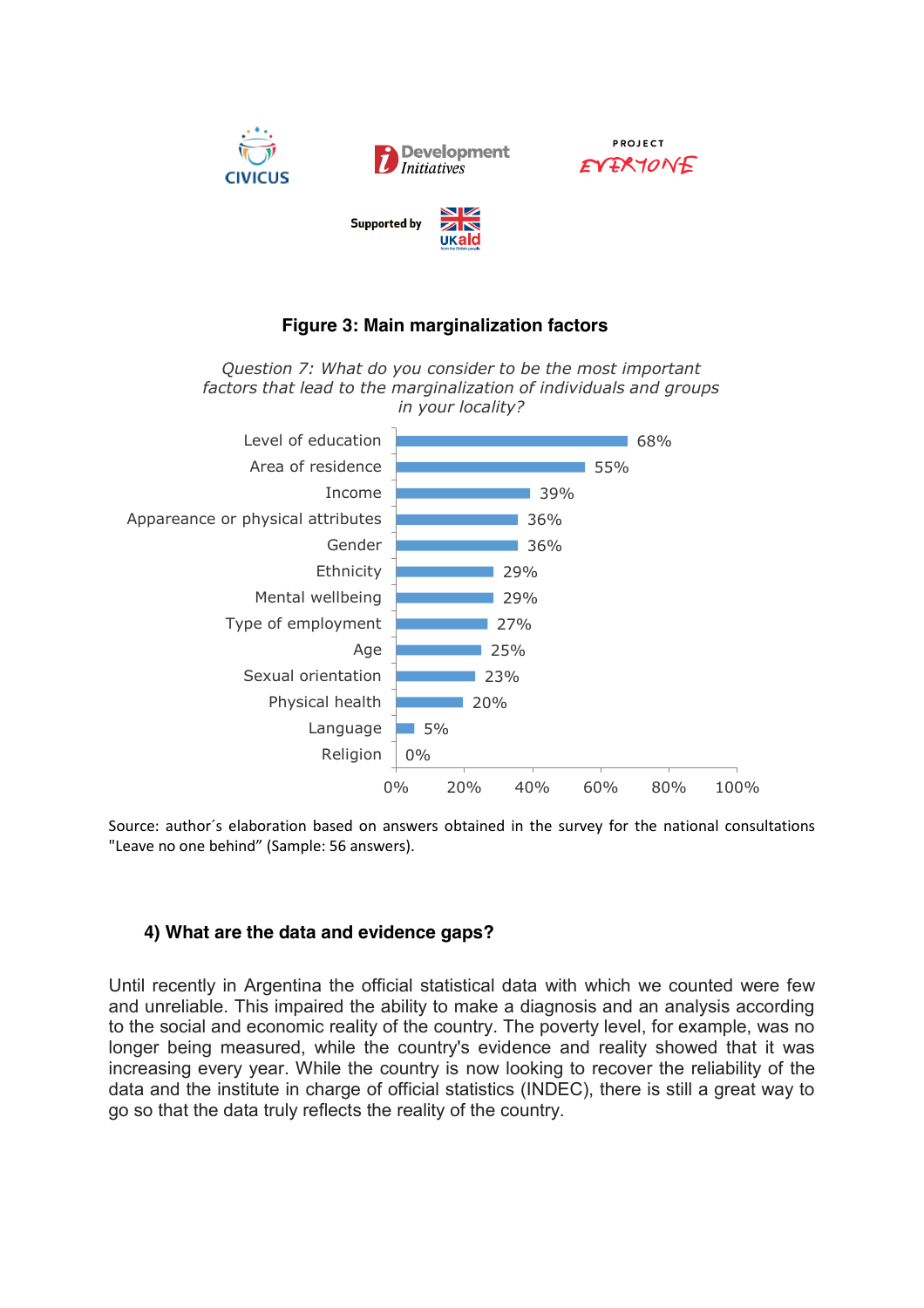**Figure 3: Main marginalization factors**

*Question 7: What do you consider to be the most important factors that lead to the marginalization of individuals and groups in your locality?*

| Factor | Percentage |
| --- | --- |
| Level of education | 68% |
| Area of residence | 55% |
| Income | 39% |
| Appareance or physical attributes | 36% |
| Gender | 36% |
| Ethnicity | 29% |
| Mental wellbeing | 29% |
| Type of employment | 27% |
| Age | 25% |
| Sexual orientation | 23% |
| Physical health | 20% |
| Language | 5% |
| Religion | 0% |

Source: author´s elaboration based on answers obtained in the survey for the national consultations "Leave no one behind" (Sample: 56 answers).

### 4) What are the data and evidence gaps?

Until recently in Argentina the official statistical data with which we counted were few and unreliable. This impaired the ability to make a diagnosis and an analysis according to the social and economic reality of the country. The poverty level, for example, was no longer being measured, while the country's evidence and reality showed that it was increasing every year. While the country is now looking to recover the reliability of the data and the institute in charge of official statistics (INDEC), there is still a great way to go so that the data truly reflects the reality of the country.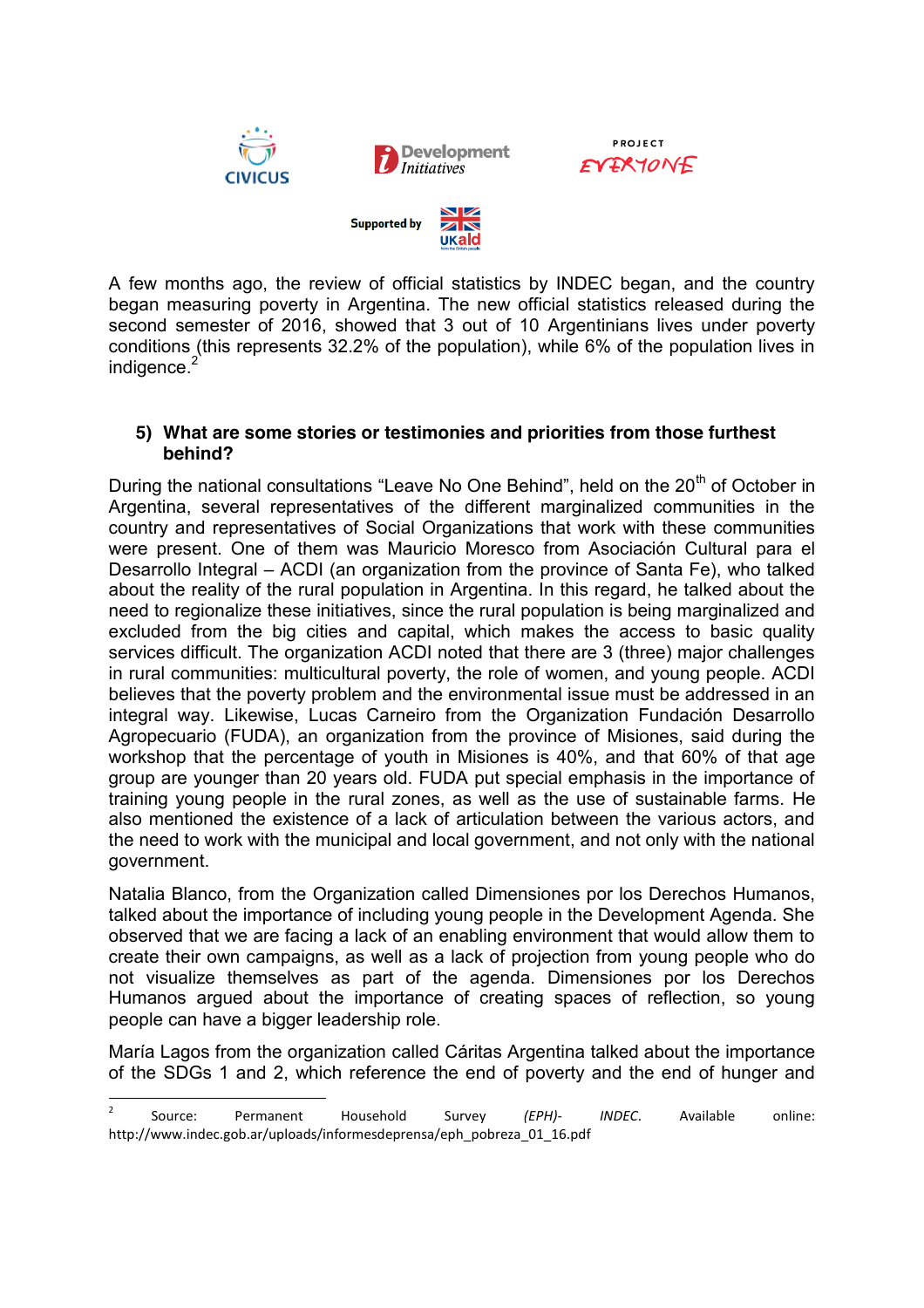A few months ago, the review of official statistics by INDEC began, and the country began measuring poverty in Argentina. The new official statistics released during the second semester of 2016, showed that 3 out of 10 Argentinians lives under poverty conditions (this represents 32.2% of the population), while 6% of the population lives in indigence.[2]

### 5) What are some stories or testimonies and priorities from those furthest behind?

During the national consultations "Leave No One Behind", held on the 20th of October in Argentina, several representatives of the different marginalized communities in the country and representatives of Social Organizations that work with these communities were present. One of them was Mauricio Moresco from Asociación Cultural para el Desarrollo Integral – ACDI (an organization from the province of Santa Fe), who talked about the reality of the rural population in Argentina. In this regard, he talked about the need to regionalize these initiatives, since the rural population is being marginalized and excluded from the big cities and capital, which makes the access to basic quality services difficult. The organization ACDI noted that there are 3 (three) major challenges in rural communities: multicultural poverty, the role of women, and young people. ACDI believes that the poverty problem and the environmental issue must be addressed in an integral way. Likewise, Lucas Carneiro from the Organization Fundación Desarrollo Agropecuario (FUDA), an organization from the province of Misiones, said during the workshop that the percentage of youth in Misiones is 40%, and that 60% of that age group are younger than 20 years old. FUDA put special emphasis in the importance of training young people in the rural zones, as well as the use of sustainable farms. He also mentioned the existence of a lack of articulation between the various actors, and the need to work with the municipal and local government, and not only with the national government.

Natalia Blanco, from the Organization called Dimensiones por los Derechos Humanos, talked about the importance of including young people in the Development Agenda. She observed that we are facing a lack of an enabling environment that would allow them to create their own campaigns, as well as a lack of projection from young people who do not visualize themselves as part of the agenda. Dimensiones por los Derechos Humanos argued about the importance of creating spaces of reflection, so young people can have a bigger leadership role.

María Lagos from the organization called Cáritas Argentina talked about the importance of the SDGs 1 and 2, which reference the end of poverty and the end of hunger and

---

[2] Source: Permanent Household Survey *(EPH)- INDEC*. Available online: http://www.indec.gob.ar/uploads/informesdeprensa/eph_pobreza_01_16.pdf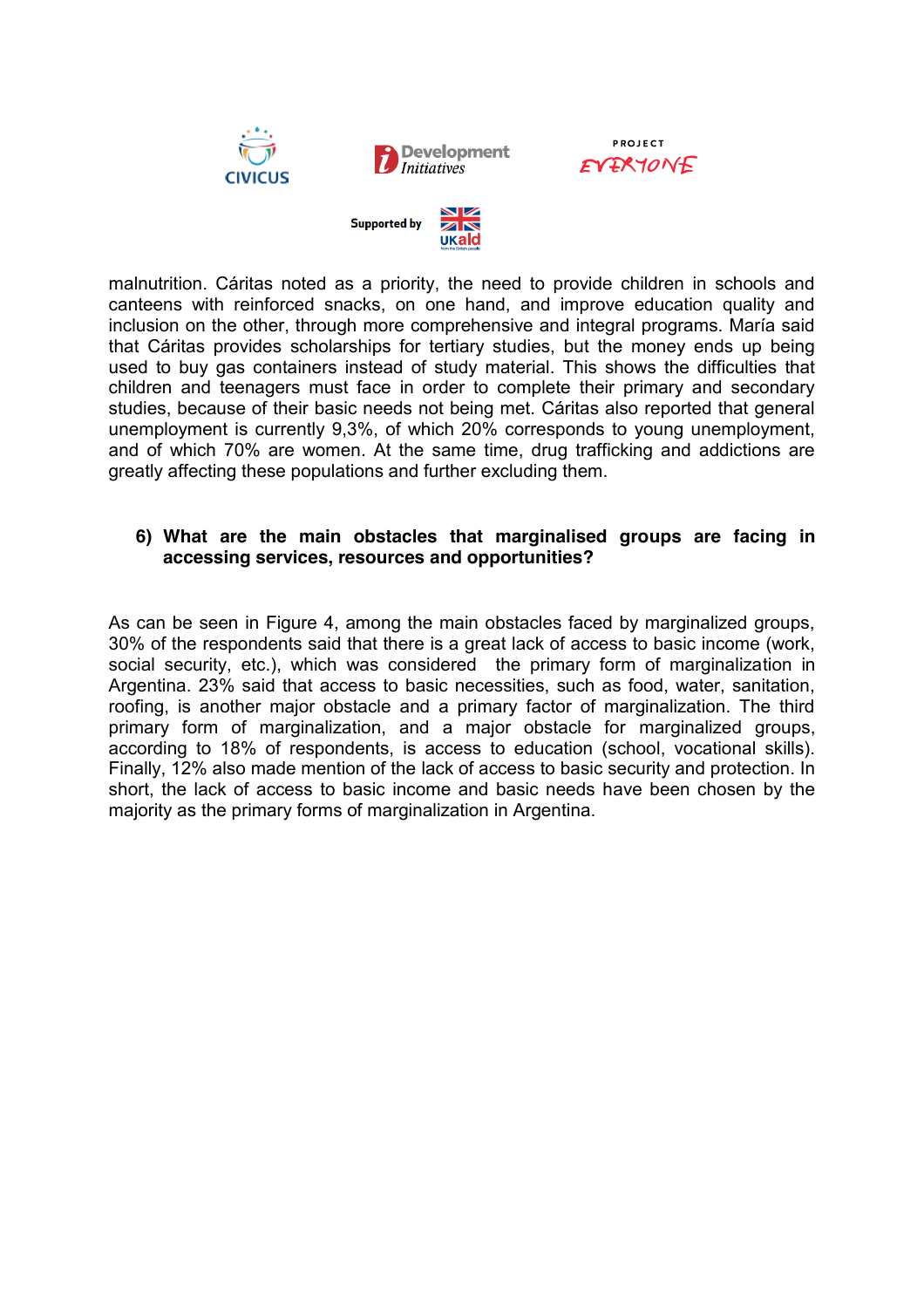malnutrition. Cáritas noted as a priority, the need to provide children in schools and canteens with reinforced snacks, on one hand, and improve education quality and inclusion on the other, through more comprehensive and integral programs. María said that Cáritas provides scholarships for tertiary studies, but the money ends up being used to buy gas containers instead of study material. This shows the difficulties that children and teenagers must face in order to complete their primary and secondary studies, because of their basic needs not being met. Cáritas also reported that general unemployment is currently 9,3%, of which 20% corresponds to young unemployment, and of which 70% are women. At the same time, drug trafficking and addictions are greatly affecting these populations and further excluding them.

### 6) What are the main obstacles that marginalised groups are facing in accessing services, resources and opportunities?

As can be seen in Figure 4, among the main obstacles faced by marginalized groups, 30% of the respondents said that there is a great lack of access to basic income (work, social security, etc.), which was considered the primary form of marginalization in Argentina. 23% said that access to basic necessities, such as food, water, sanitation, roofing, is another major obstacle and a primary factor of marginalization. The third primary form of marginalization, and a major obstacle for marginalized groups, according to 18% of respondents, is access to education (school, vocational skills). Finally, 12% also made mention of the lack of access to basic security and protection. In short, the lack of access to basic income and basic needs have been chosen by the majority as the primary forms of marginalization in Argentina.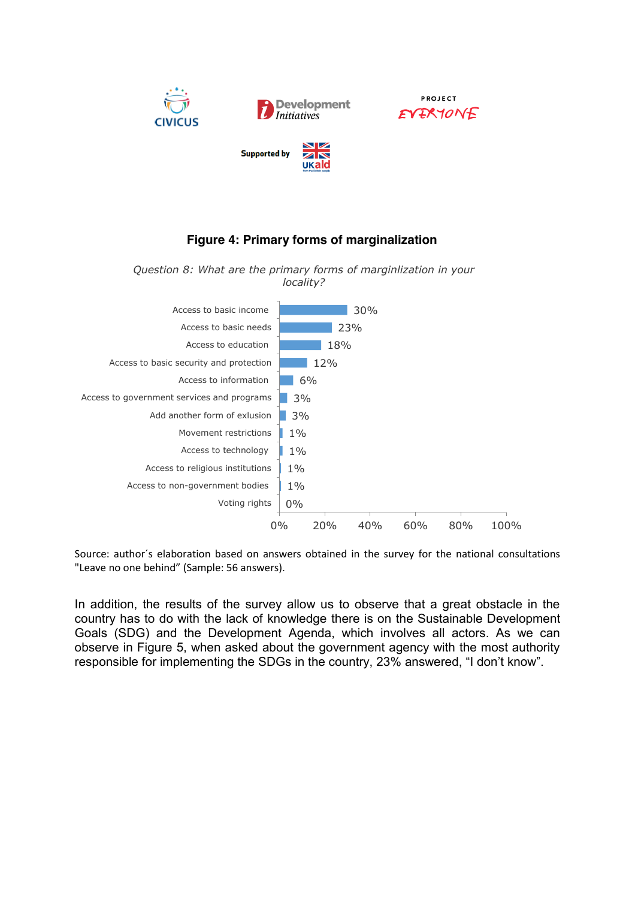**Figure 4: Primary forms of marginalization**

*Question 8: What are the primary forms of marginlization in your locality?*

| Form of marginalization | % |
|---|---|
| Access to basic income | 30% |
| Access to basic needs | 23% |
| Access to education | 18% |
| Access to basic security and protection | 12% |
| Access to information | 6% |
| Access to government services and programs | 3% |
| Add another form of exlusion | 3% |
| Movement restrictions | 1% |
| Access to technology | 1% |
| Access to religious institutions | 1% |
| Access to non-government bodies | 1% |
| Voting rights | 0% |

Source: author´s elaboration based on answers obtained in the survey for the national consultations "Leave no one behind" (Sample: 56 answers).

In addition, the results of the survey allow us to observe that a great obstacle in the country has to do with the lack of knowledge there is on the Sustainable Development Goals (SDG) and the Development Agenda, which involves all actors. As we can observe in Figure 5, when asked about the government agency with the most authority responsible for implementing the SDGs in the country, 23% answered, "I don't know".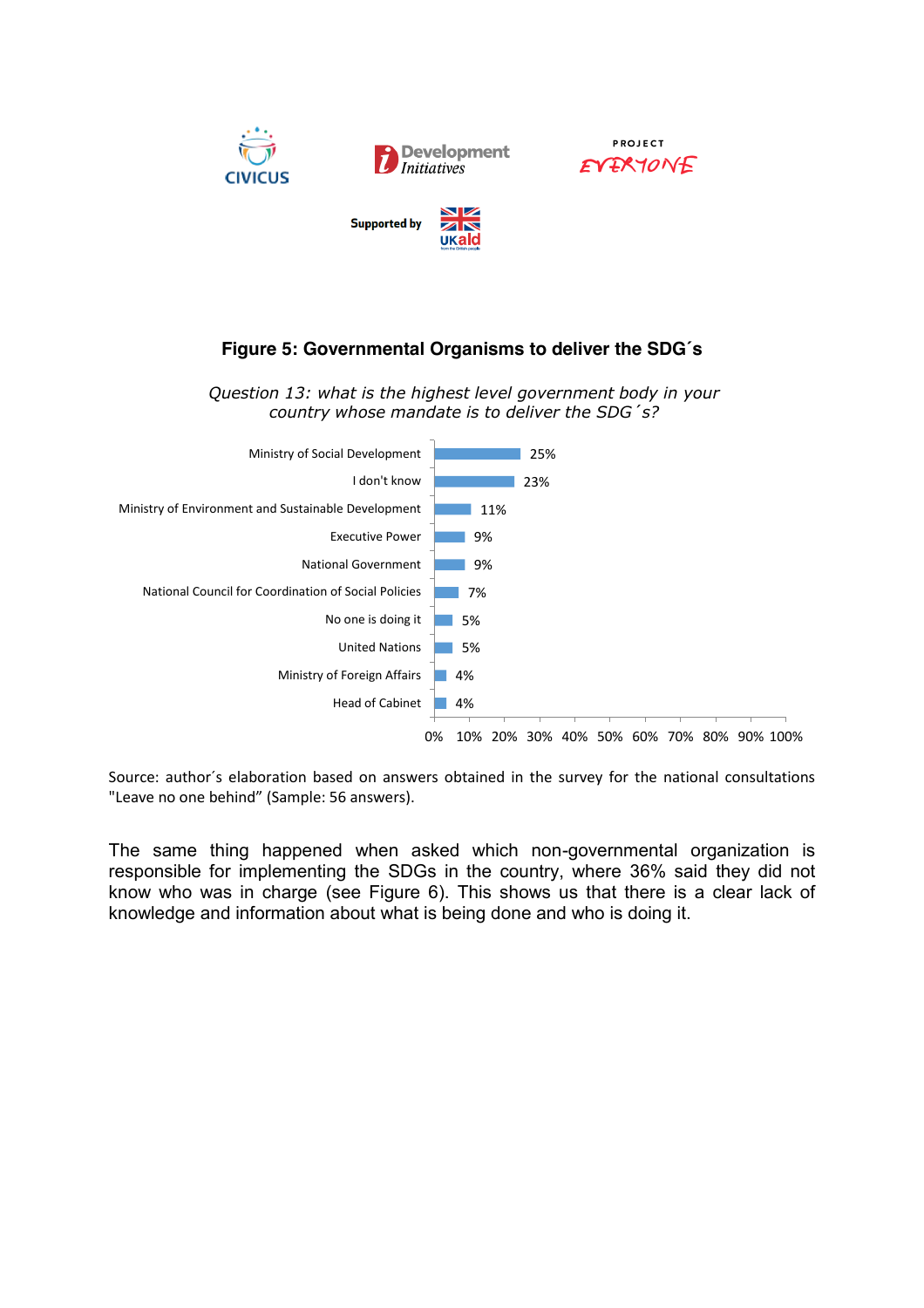**Figure 5: Governmental Organisms to deliver the SDG´s**

*Question 13: what is the highest level government body in your country whose mandate is to deliver the SDG´s?*

| Response | % |
|---|---|
| Ministry of Social Development | 25% |
| I don't know | 23% |
| Ministry of Environment and Sustainable Development | 11% |
| Executive Power | 9% |
| National Government | 9% |
| National Council for Coordination of Social Policies | 7% |
| No one is doing it | 5% |
| United Nations | 5% |
| Ministry of Foreign Affairs | 4% |
| Head of Cabinet | 4% |

Source: author´s elaboration based on answers obtained in the survey for the national consultations "Leave no one behind" (Sample: 56 answers).

The same thing happened when asked which non-governmental organization is responsible for implementing the SDGs in the country, where 36% said they did not know who was in charge (see Figure 6). This shows us that there is a clear lack of knowledge and information about what is being done and who is doing it.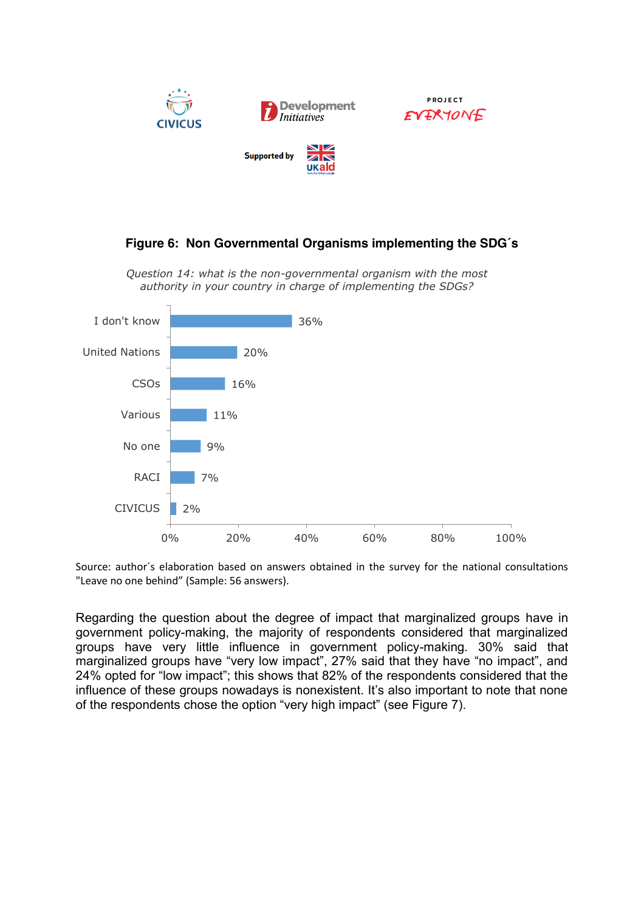**Figure 6: Non Governmental Organisms implementing the SDG´s**

*Question 14: what is the non-governmental organism with the most authority in your country in charge of implementing the SDGs?*

| Answer | % |
|---|---|
| I don't know | 36% |
| United Nations | 20% |
| CSOs | 16% |
| Various | 11% |
| No one | 9% |
| RACI | 7% |
| CIVICUS | 2% |

Source: author´s elaboration based on answers obtained in the survey for the national consultations "Leave no one behind" (Sample: 56 answers).

Regarding the question about the degree of impact that marginalized groups have in government policy-making, the majority of respondents considered that marginalized groups have very little influence in government policy-making. 30% said that marginalized groups have "very low impact", 27% said that they have "no impact", and 24% opted for "low impact"; this shows that 82% of the respondents considered that the influence of these groups nowadays is nonexistent. It's also important to note that none of the respondents chose the option "very high impact" (see Figure 7).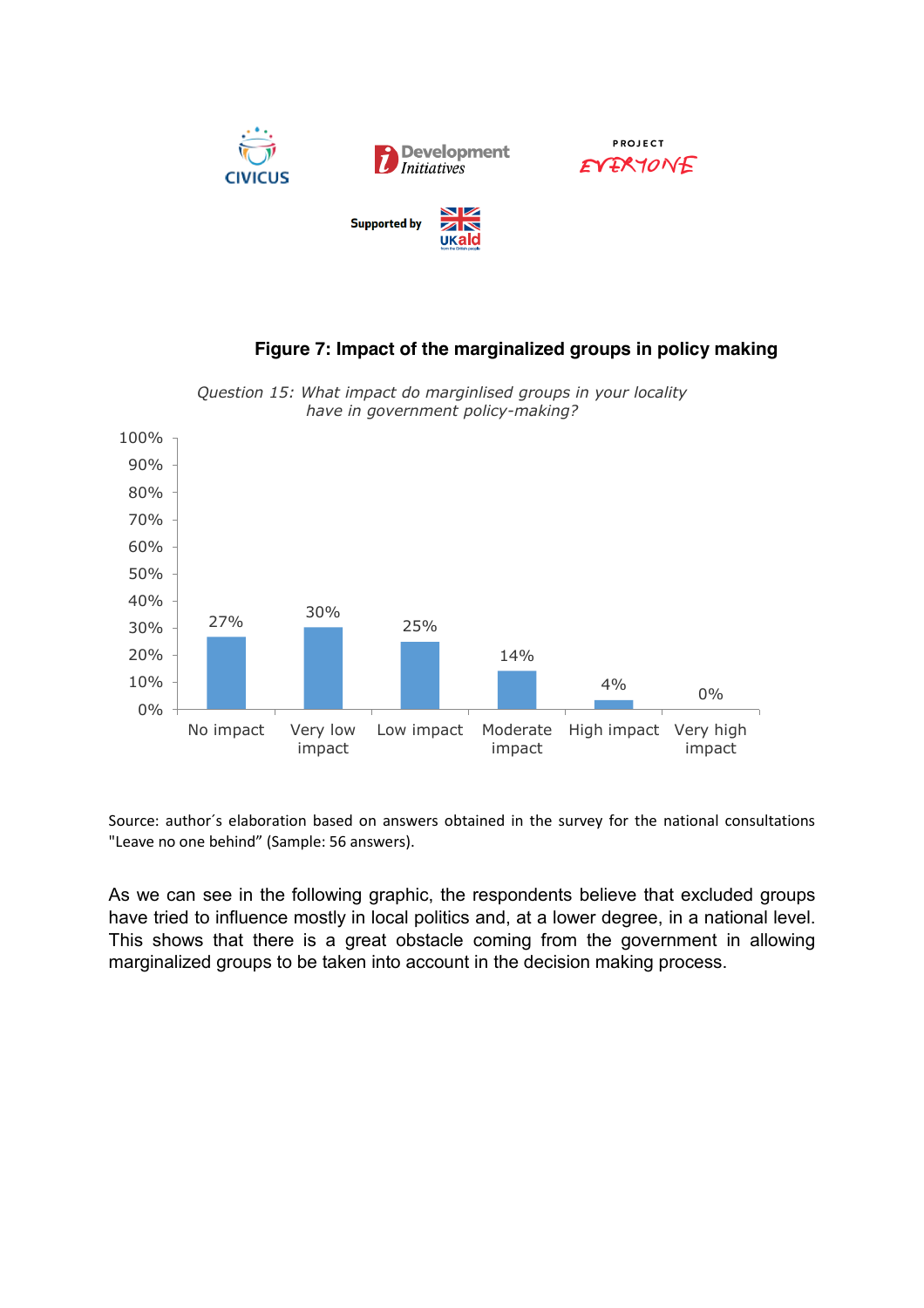**Figure 7: Impact of the marginalized groups in policy making**

*Question 15: What impact do marginlised groups in your locality have in government policy-making?*

| No impact | Very low impact | Low impact | Moderate impact | High impact | Very high impact |
|---|---|---|---|---|---|
| 27% | 30% | 25% | 14% | 4% | 0% |

Source: author´s elaboration based on answers obtained in the survey for the national consultations "Leave no one behind" (Sample: 56 answers).

As we can see in the following graphic, the respondents believe that excluded groups have tried to influence mostly in local politics and, at a lower degree, in a national level. This shows that there is a great obstacle coming from the government in allowing marginalized groups to be taken into account in the decision making process.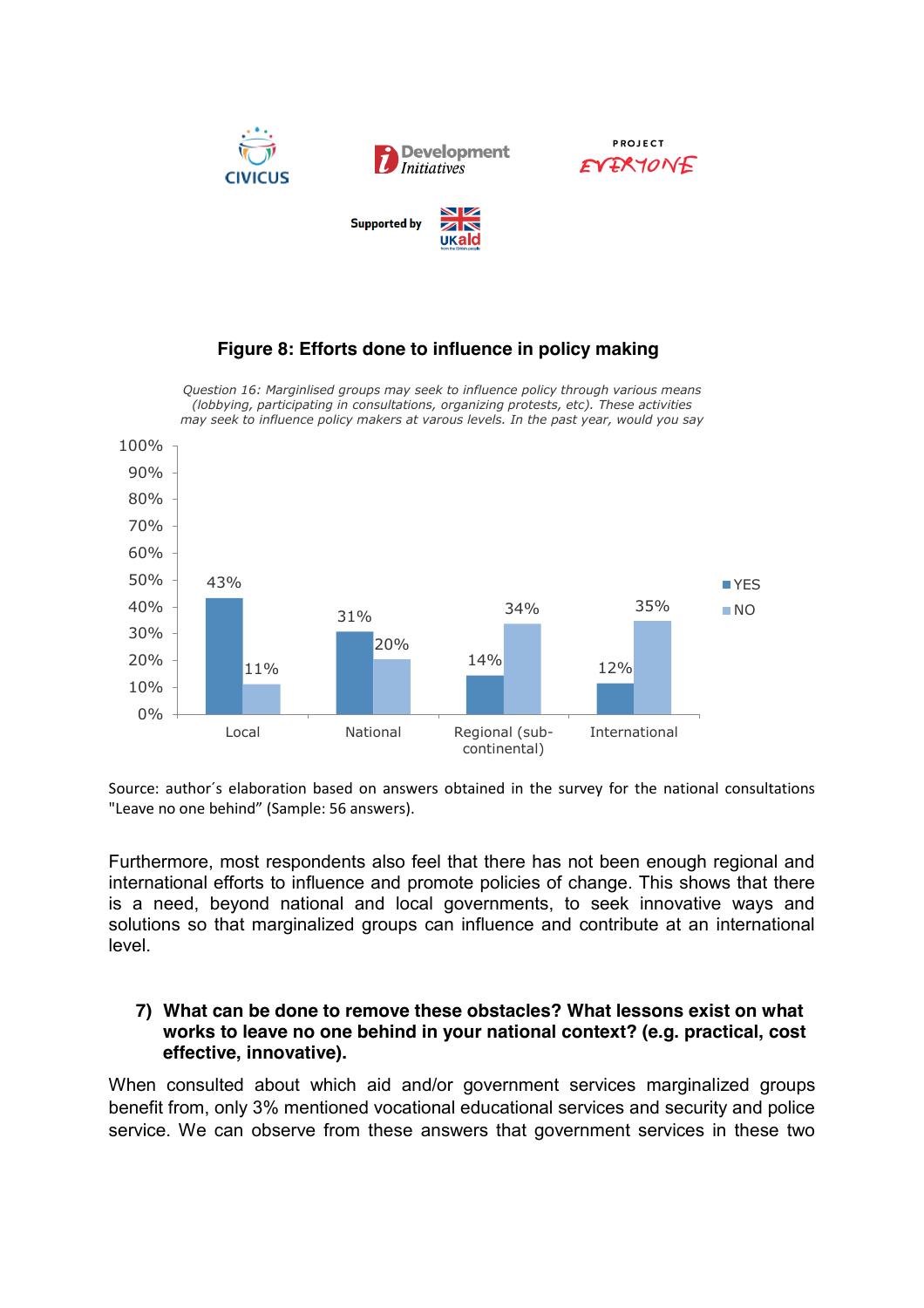**Figure 8: Efforts done to influence in policy making**

*Question 16: Marginlised groups may seek to influence policy through various means (lobbying, participating in consultations, organizing protests, etc). These activities may seek to influence policy makers at varous levels. In the past year, would you say*

| | YES | NO |
|---|---|---|
| Local | 43% | 11% |
| National | 31% | 20% |
| Regional (sub-continental) | 14% | 34% |
| International | 12% | 35% |

Source: author´s elaboration based on answers obtained in the survey for the national consultations "Leave no one behind" (Sample: 56 answers).

Furthermore, most respondents also feel that there has not been enough regional and international efforts to influence and promote policies of change. This shows that there is a need, beyond national and local governments, to seek innovative ways and solutions so that marginalized groups can influence and contribute at an international level.

### 7) What can be done to remove these obstacles? What lessons exist on what works to leave no one behind in your national context? (e.g. practical, cost effective, innovative).

When consulted about which aid and/or government services marginalized groups benefit from, only 3% mentioned vocational educational services and security and police service. We can observe from these answers that government services in these two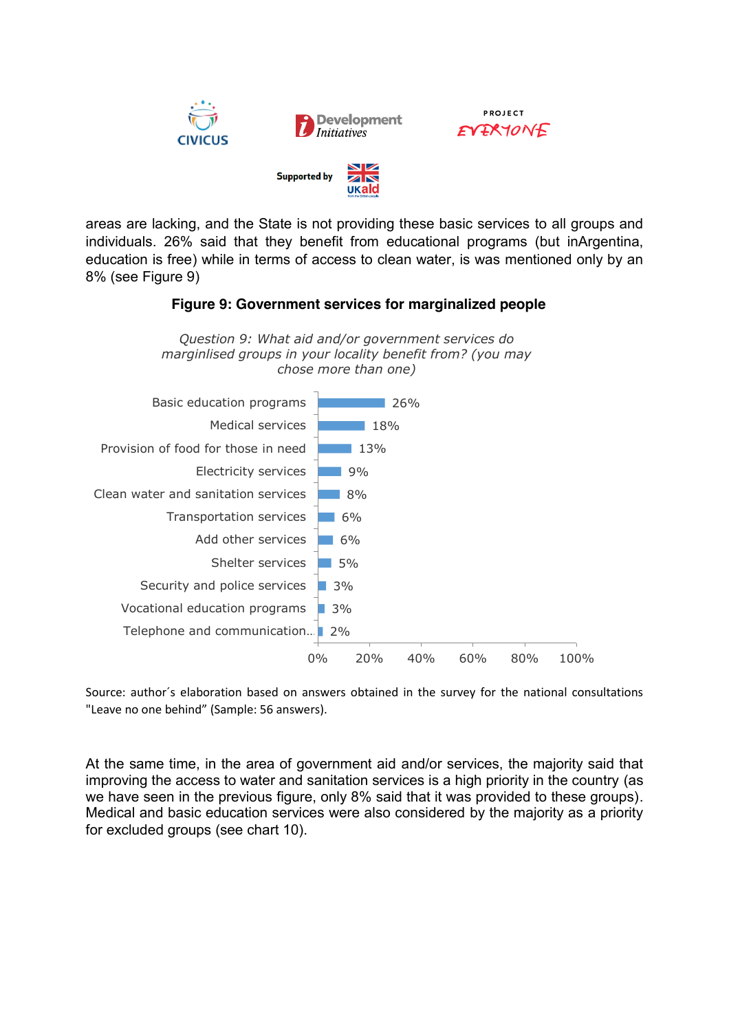areas are lacking, and the State is not providing these basic services to all groups and individuals. 26% said that they benefit from educational programs (but inArgentina, education is free) while in terms of access to clean water, is was mentioned only by an 8% (see Figure 9)

**Figure 9: Government services for marginalized people**

*Question 9: What aid and/or government services do marginlised groups in your locality benefit from? (you may chose more than one)*

| Service | % |
|---|---|
| Basic education programs | 26% |
| Medical services | 18% |
| Provision of food for those in need | 13% |
| Electricity services | 9% |
| Clean water and sanitation services | 8% |
| Transportation services | 6% |
| Add other services | 6% |
| Shelter services | 5% |
| Security and police services | 3% |
| Vocational education programs | 3% |
| Telephone and communication... | 2% |

Source: author´s elaboration based on answers obtained in the survey for the national consultations "Leave no one behind" (Sample: 56 answers).

At the same time, in the area of government aid and/or services, the majority said that improving the access to water and sanitation services is a high priority in the country (as we have seen in the previous figure, only 8% said that it was provided to these groups). Medical and basic education services were also considered by the majority as a priority for excluded groups (see chart 10).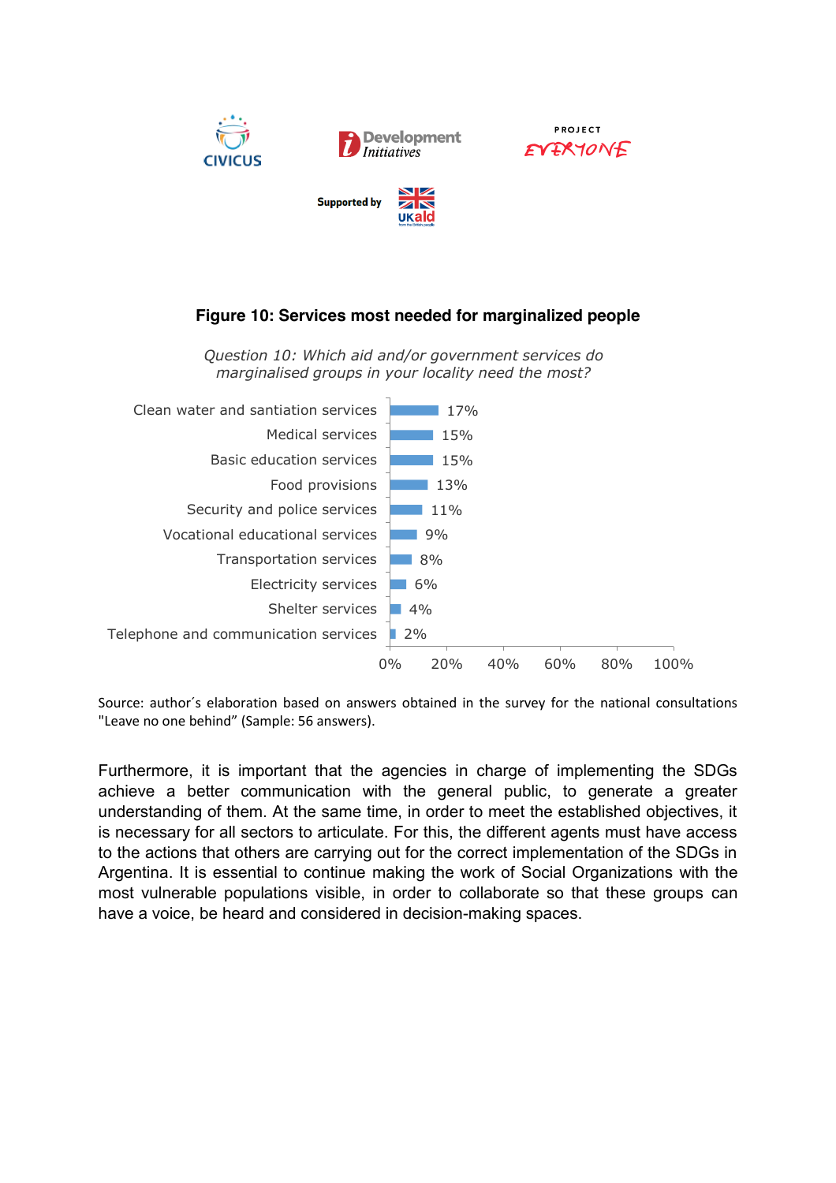**Figure 10: Services most needed for marginalized people**

*Question 10: Which aid and/or government services do marginalised groups in your locality need the most?*

| Service | Percentage |
|---|---|
| Clean water and santiation services | 17% |
| Medical services | 15% |
| Basic education services | 15% |
| Food provisions | 13% |
| Security and police services | 11% |
| Vocational educational services | 9% |
| Transportation services | 8% |
| Electricity services | 6% |
| Shelter services | 4% |
| Telephone and communication services | 2% |

Source: author´s elaboration based on answers obtained in the survey for the national consultations "Leave no one behind" (Sample: 56 answers).

Furthermore, it is important that the agencies in charge of implementing the SDGs achieve a better communication with the general public, to generate a greater understanding of them. At the same time, in order to meet the established objectives, it is necessary for all sectors to articulate. For this, the different agents must have access to the actions that others are carrying out for the correct implementation of the SDGs in Argentina. It is essential to continue making the work of Social Organizations with the most vulnerable populations visible, in order to collaborate so that these groups can have a voice, be heard and considered in decision-making spaces.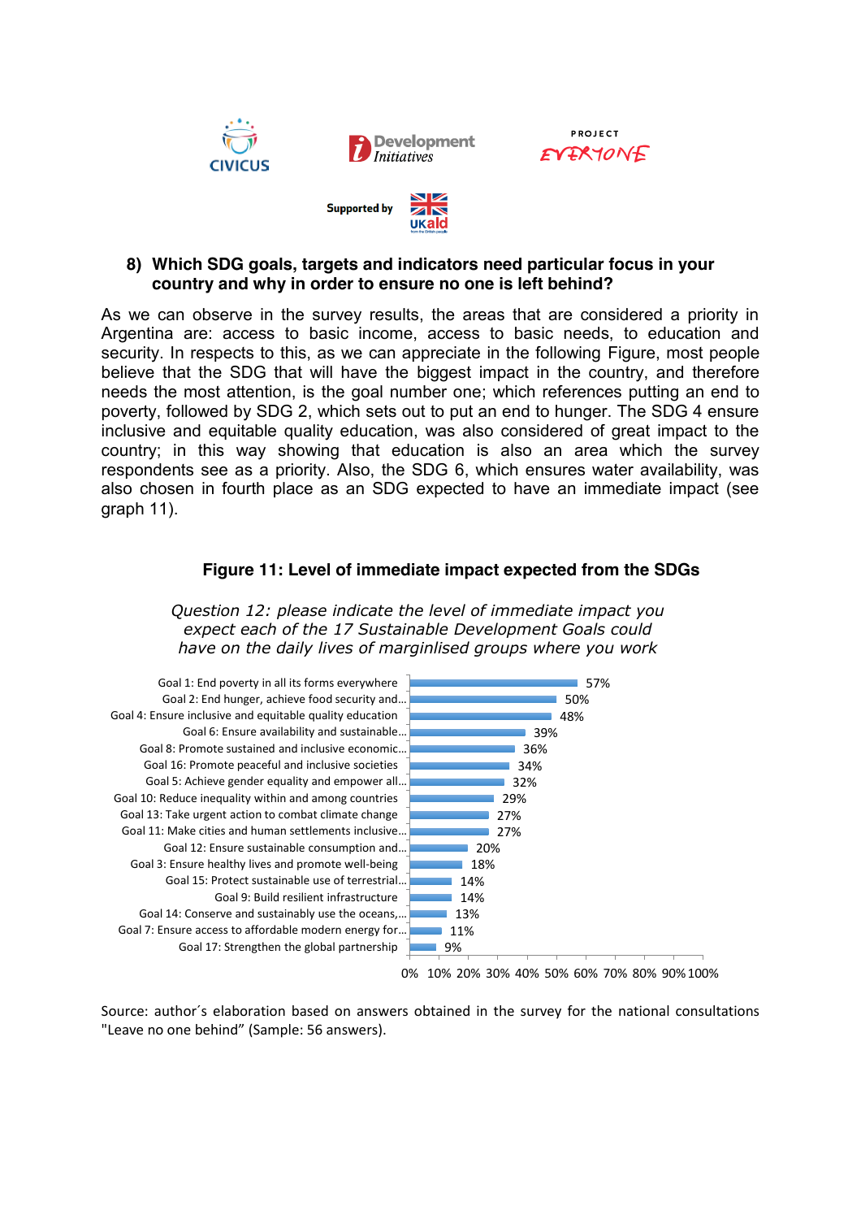**8) Which SDG goals, targets and indicators need particular focus in your country and why in order to ensure no one is left behind?**

As we can observe in the survey results, the areas that are considered a priority in Argentina are: access to basic income, access to basic needs, to education and security. In respects to this, as we can appreciate in the following Figure, most people believe that the SDG that will have the biggest impact in the country, and therefore needs the most attention, is the goal number one; which references putting an end to poverty, followed by SDG 2, which sets out to put an end to hunger. The SDG 4 ensure inclusive and equitable quality education, was also considered of great impact to the country; in this way showing that education is also an area which the survey respondents see as a priority. Also, the SDG 6, which ensures water availability, was also chosen in fourth place as an SDG expected to have an immediate impact (see graph 11).

**Figure 11: Level of immediate impact expected from the SDGs**

*Question 12: please indicate the level of immediate impact you expect each of the 17 Sustainable Development Goals could have on the daily lives of marginlised groups where you work*

| Goal | % |
|---|---|
| Goal 1: End poverty in all its forms everywhere | 57% |
| Goal 2: End hunger, achieve food security and… | 50% |
| Goal 4: Ensure inclusive and equitable quality education | 48% |
| Goal 6: Ensure availability and sustainable… | 39% |
| Goal 8: Promote sustained and inclusive economic… | 36% |
| Goal 16: Promote peaceful and inclusive societies | 34% |
| Goal 5: Achieve gender equality and empower all… | 32% |
| Goal 10: Reduce inequality within and among countries | 29% |
| Goal 13: Take urgent action to combat climate change | 27% |
| Goal 11: Make cities and human settlements inclusive… | 27% |
| Goal 12: Ensure sustainable consumption and… | 20% |
| Goal 3: Ensure healthy lives and promote well-being | 18% |
| Goal 15: Protect sustainable use of terrestrial… | 14% |
| Goal 9: Build resilient infrastructure | 14% |
| Goal 14: Conserve and sustainably use the oceans,… | 13% |
| Goal 7: Ensure access to affordable modern energy for… | 11% |
| Goal 17: Strengthen the global partnership | 9% |

Source: author´s elaboration based on answers obtained in the survey for the national consultations "Leave no one behind" (Sample: 56 answers).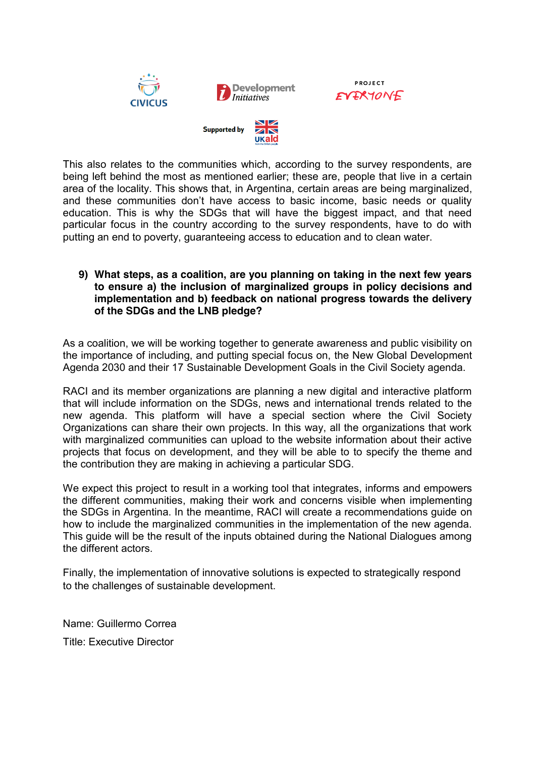This also relates to the communities which, according to the survey respondents, are being left behind the most as mentioned earlier; these are, people that live in a certain area of the locality. This shows that, in Argentina, certain areas are being marginalized, and these communities don't have access to basic income, basic needs or quality education. This is why the SDGs that will have the biggest impact, and that need particular focus in the country according to the survey respondents, have to do with putting an end to poverty, guaranteeing access to education and to clean water.

**9) What steps, as a coalition, are you planning on taking in the next few years to ensure a) the inclusion of marginalized groups in policy decisions and implementation and b) feedback on national progress towards the delivery of the SDGs and the LNB pledge?**

As a coalition, we will be working together to generate awareness and public visibility on the importance of including, and putting special focus on, the New Global Development Agenda 2030 and their 17 Sustainable Development Goals in the Civil Society agenda.

RACI and its member organizations are planning a new digital and interactive platform that will include information on the SDGs, news and international trends related to the new agenda. This platform will have a special section where the Civil Society Organizations can share their own projects. In this way, all the organizations that work with marginalized communities can upload to the website information about their active projects that focus on development, and they will be able to to specify the theme and the contribution they are making in achieving a particular SDG.

We expect this project to result in a working tool that integrates, informs and empowers the different communities, making their work and concerns visible when implementing the SDGs in Argentina. In the meantime, RACI will create a recommendations guide on how to include the marginalized communities in the implementation of the new agenda. This guide will be the result of the inputs obtained during the National Dialogues among the different actors.

Finally, the implementation of innovative solutions is expected to strategically respond to the challenges of sustainable development.

Name: Guillermo Correa

Title: Executive Director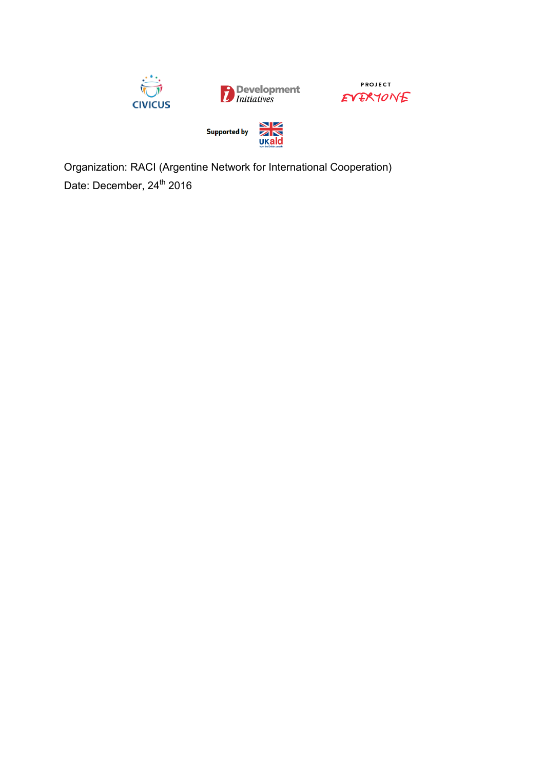Organization: RACI (Argentine Network for International Cooperation)

Date: December, 24th 2016